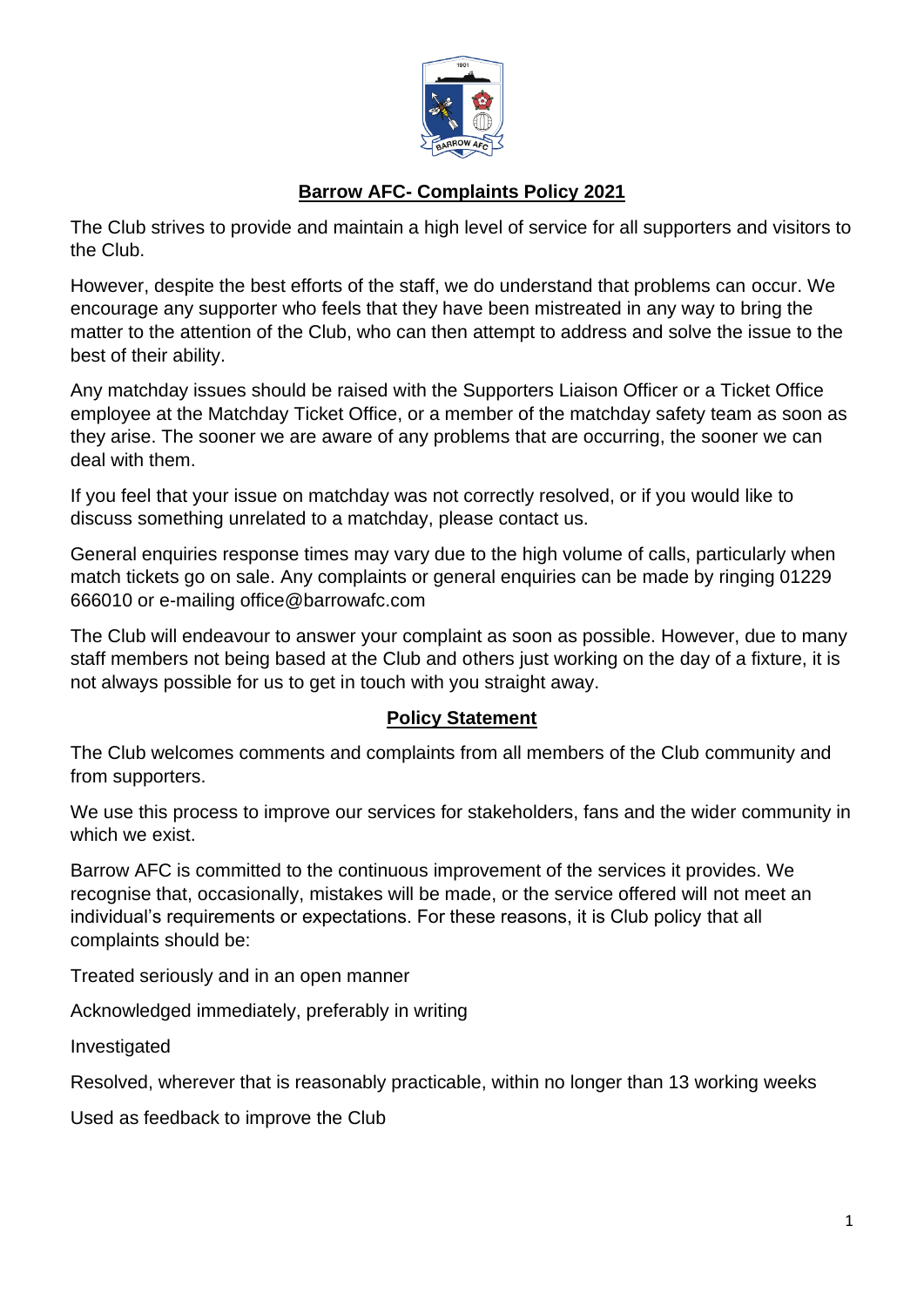# Barrow AFC- Complaints Policy 2021

The Club strives to provide and maintain a high level of service for all supporters and visitors to the Club.

However, despite the best efforts of the staff, we do understand that problems can occur. We encourage any supporter who feels that they have been mistreated in any way to bring the matter to the attention of the Club, who can then attempt to address and solve the issue to the best of their ability.

Any matchday issues should be raised with the Supporters Liaison Officer or a Ticket Office employee at the Matchday Ticket Office, or a member of the matchday safety team as soon as they arise. The sooner we are aware of any problems that are occurring, the sooner we can deal with them.

If you feel that your issue on matchday was not correctly resolved, or if you would like to discuss something unrelated to a matchday, please contact us.

General enquiries response times may vary due to the high volume of calls, particularly when match tickets go on sale. Any complaints or general enquiries can be made by ringing 01229 666010 or e-mailing office@barrowafc.com

The Club will endeavour to answer your complaint as soon as possible. However, due to many staff members not being based at the Club and others just working on the day of a fixture, it is not always possible for us to get in touch with you straight away.

## Policy Statement

The Club welcomes comments and complaints from all members of the Club community and from supporters.

We use this process to improve our services for stakeholders, fans and the wider community in which we exist.

Barrow AFC is committed to the continuous improvement of the services it provides. We recognise that, occasionally, mistakes will be made, or the service offered will not meet an individual's requirements or expectations. For these reasons, it is Club policy that all complaints should be:

Treated seriously and in an open manner

Acknowledged immediately, preferably in writing

Investigated

Resolved, wherever that is reasonably practicable, within no longer than 13 working weeks

Used as feedback to improve the Club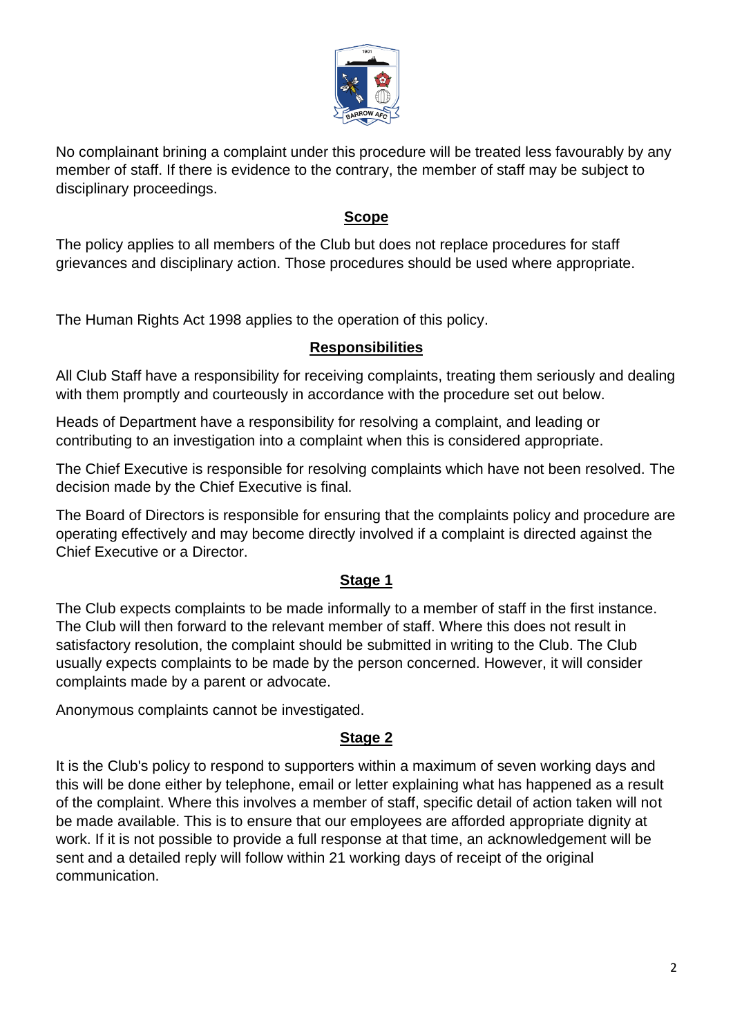No complainant brining a complaint under this procedure will be treated less favourably by any member of staff. If there is evidence to the contrary, the member of staff may be subject to disciplinary proceedings.

## Scope

The policy applies to all members of the Club but does not replace procedures for staff grievances and disciplinary action. Those procedures should be used where appropriate.

The Human Rights Act 1998 applies to the operation of this policy.

## Responsibilities

All Club Staff have a responsibility for receiving complaints, treating them seriously and dealing with them promptly and courteously in accordance with the procedure set out below.

Heads of Department have a responsibility for resolving a complaint, and leading or contributing to an investigation into a complaint when this is considered appropriate.

The Chief Executive is responsible for resolving complaints which have not been resolved. The decision made by the Chief Executive is final.

The Board of Directors is responsible for ensuring that the complaints policy and procedure are operating effectively and may become directly involved if a complaint is directed against the Chief Executive or a Director.

## Stage 1

The Club expects complaints to be made informally to a member of staff in the first instance. The Club will then forward to the relevant member of staff. Where this does not result in satisfactory resolution, the complaint should be submitted in writing to the Club. The Club usually expects complaints to be made by the person concerned. However, it will consider complaints made by a parent or advocate.

Anonymous complaints cannot be investigated.

## Stage 2

It is the Club's policy to respond to supporters within a maximum of seven working days and this will be done either by telephone, email or letter explaining what has happened as a result of the complaint. Where this involves a member of staff, specific detail of action taken will not be made available. This is to ensure that our employees are afforded appropriate dignity at work. If it is not possible to provide a full response at that time, an acknowledgement will be sent and a detailed reply will follow within 21 working days of receipt of the original communication.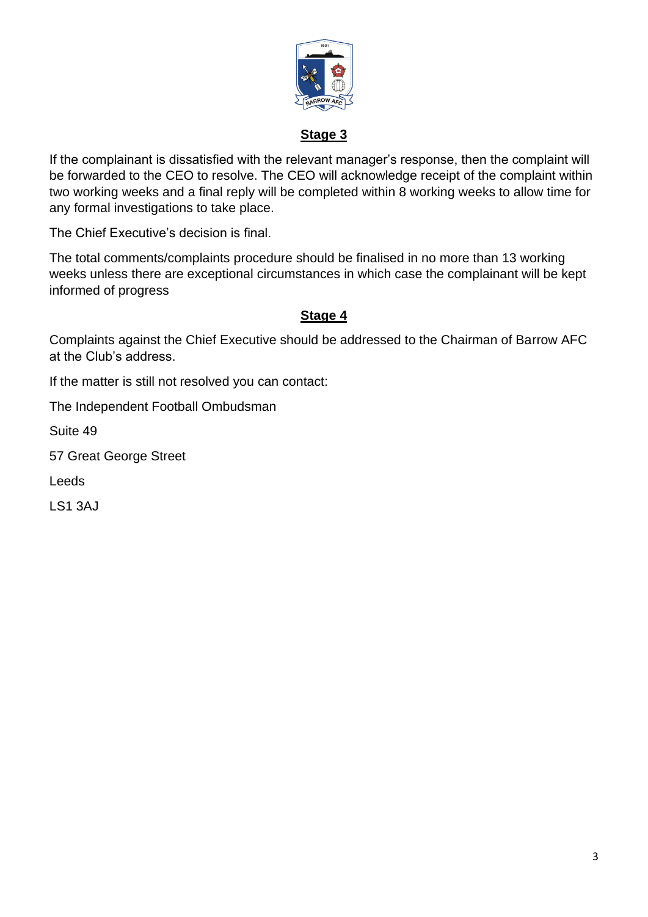## **Stage 3**

If the complainant is dissatisfied with the relevant manager's response, then the complaint will be forwarded to the CEO to resolve. The CEO will acknowledge receipt of the complaint within two working weeks and a final reply will be completed within 8 working weeks to allow time for any formal investigations to take place.

The Chief Executive's decision is final.

The total comments/complaints procedure should be finalised in no more than 13 working weeks unless there are exceptional circumstances in which case the complainant will be kept informed of progress

## **Stage 4**

Complaints against the Chief Executive should be addressed to the Chairman of Barrow AFC at the Club's address.

If the matter is still not resolved you can contact:

The Independent Football Ombudsman

Suite 49

57 Great George Street

Leeds

LS1 3AJ